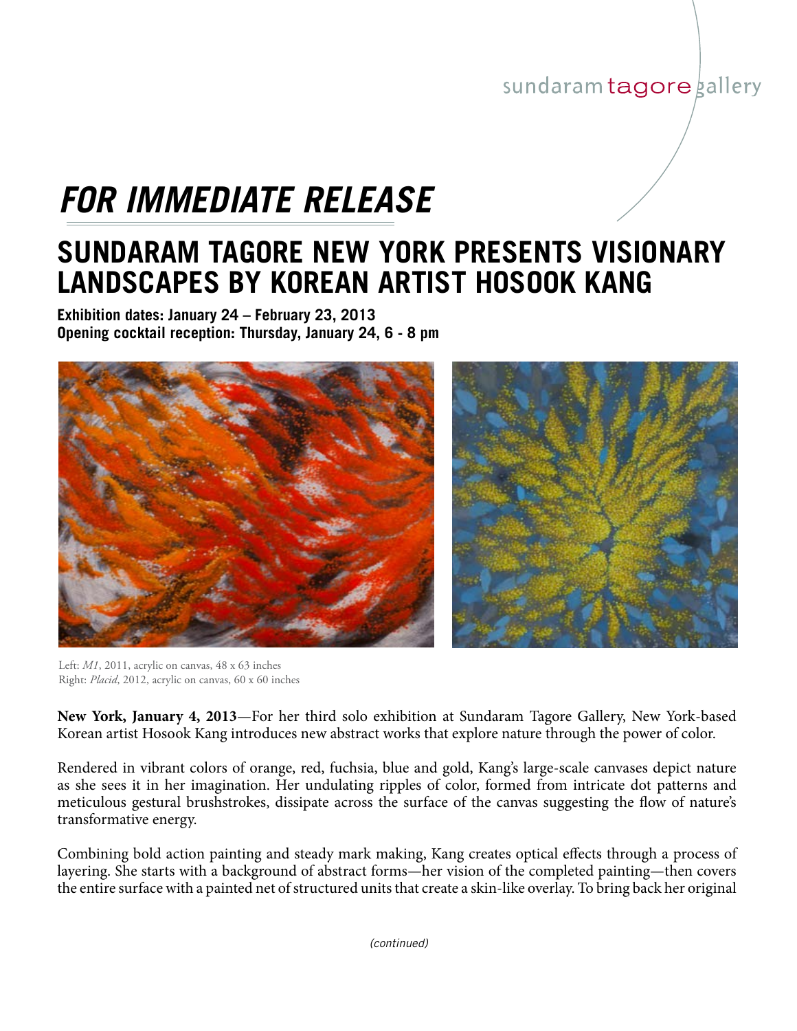sundaram tagore gallery

# *FOR IMMEDIATE RELEASE*

## SUNDARAM TAGORE NEW YORK PRESENTS VISIONARY LANDSCAPES BY KOREAN ARTIST HOSOOK KANG

**Exhibition dates: January 24 – February 23, 2013**
**Opening cocktail reception: Thursday, January 24, 6 - 8 pm**

Left: *M1*, 2011, acrylic on canvas, 48 x 63 inches
Right: *Placid*, 2012, acrylic on canvas, 60 x 60 inches

**New York, January 4, 2013**—For her third solo exhibition at Sundaram Tagore Gallery, New York-based Korean artist Hosook Kang introduces new abstract works that explore nature through the power of color.

Rendered in vibrant colors of orange, red, fuchsia, blue and gold, Kang's large-scale canvases depict nature as she sees it in her imagination. Her undulating ripples of color, formed from intricate dot patterns and meticulous gestural brushstrokes, dissipate across the surface of the canvas suggesting the flow of nature's transformative energy.

Combining bold action painting and steady mark making, Kang creates optical effects through a process of layering. She starts with a background of abstract forms—her vision of the completed painting—then covers the entire surface with a painted net of structured units that create a skin-like overlay. To bring back her original

*(continued)*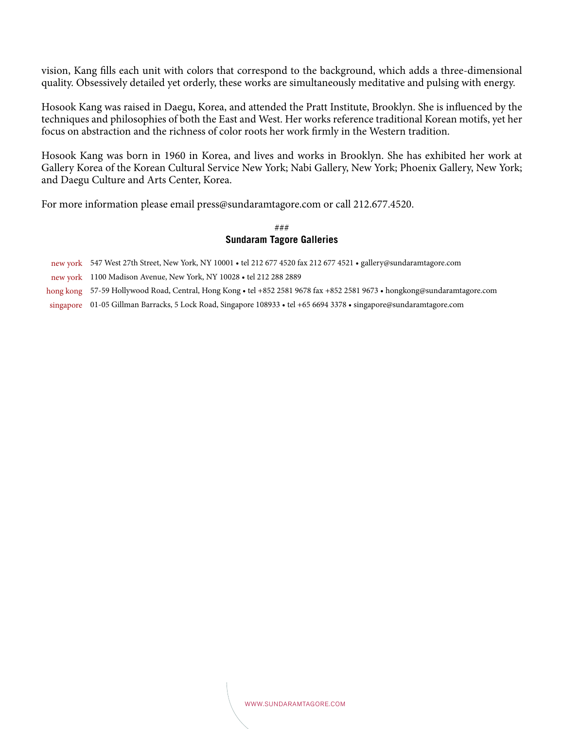vision, Kang fills each unit with colors that correspond to the background, which adds a three-dimensional quality. Obsessively detailed yet orderly, these works are simultaneously meditative and pulsing with energy.

Hosook Kang was raised in Daegu, Korea, and attended the Pratt Institute, Brooklyn. She is influenced by the techniques and philosophies of both the East and West. Her works reference traditional Korean motifs, yet her focus on abstraction and the richness of color roots her work firmly in the Western tradition.

Hosook Kang was born in 1960 in Korea, and lives and works in Brooklyn. She has exhibited her work at Gallery Korea of the Korean Cultural Service New York; Nabi Gallery, New York; Phoenix Gallery, New York; and Daegu Culture and Arts Center, Korea.

For more information please email press@sundaramtagore.com or call 212.677.4520.

###

**Sundaram Tagore Galleries**

new york 547 West 27th Street, New York, NY 10001 • tel 212 677 4520 fax 212 677 4521 • gallery@sundaramtagore.com

new york 1100 Madison Avenue, New York, NY 10028 • tel 212 288 2889

hong kong 57-59 Hollywood Road, Central, Hong Kong • tel +852 2581 9678 fax +852 2581 9673 • hongkong@sundaramtagore.com

singapore 01-05 Gillman Barracks, 5 Lock Road, Singapore 108933 • tel +65 6694 3378 • singapore@sundaramtagore.com

WWW.SUNDARAMTAGORE.COM